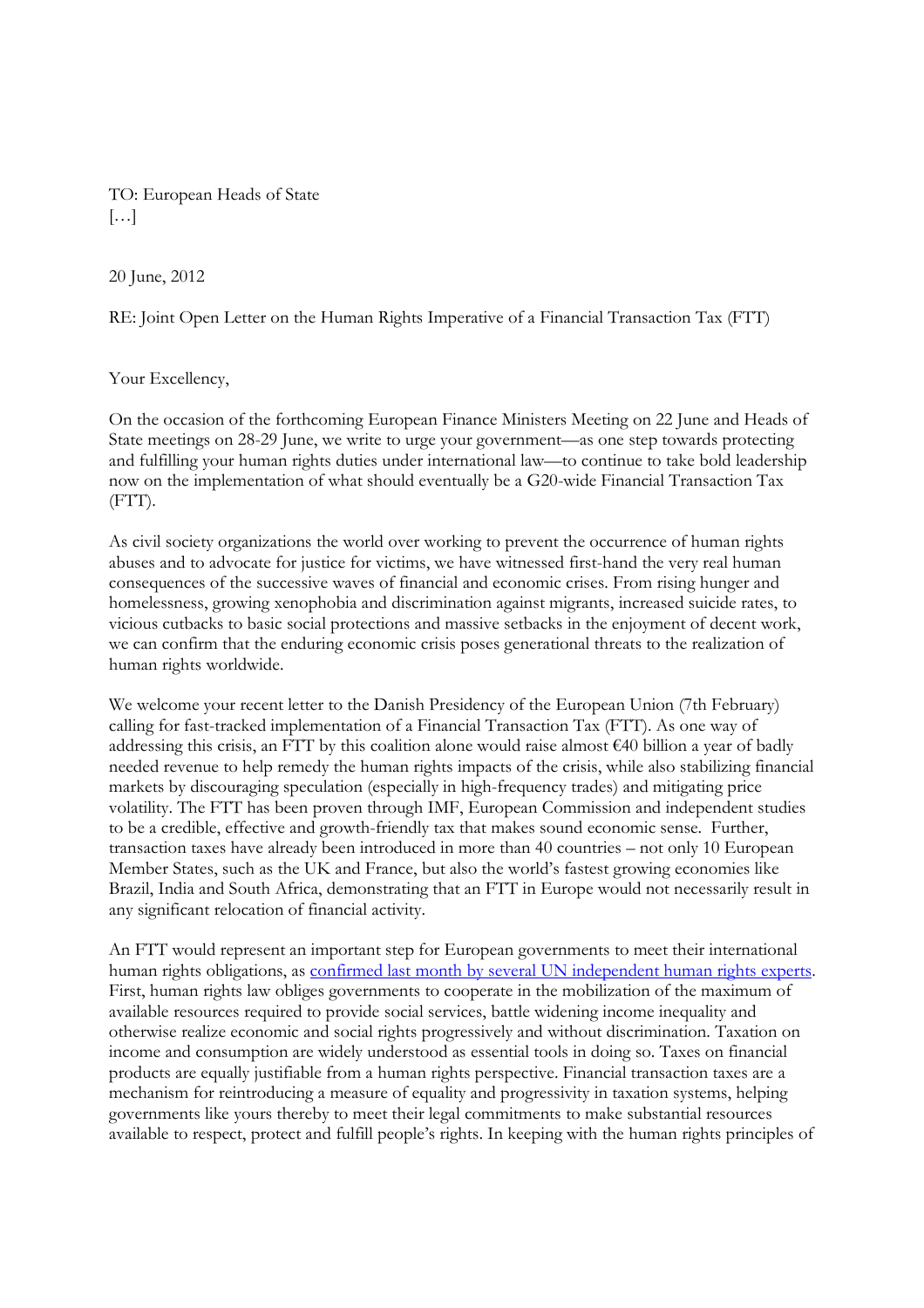TO: European Heads of State
[…]

20 June, 2012

RE: Joint Open Letter on the Human Rights Imperative of a Financial Transaction Tax (FTT)

Your Excellency,

On the occasion of the forthcoming European Finance Ministers Meeting on 22 June and Heads of State meetings on 28-29 June, we write to urge your government—as one step towards protecting and fulfilling your human rights duties under international law—to continue to take bold leadership now on the implementation of what should eventually be a G20-wide Financial Transaction Tax (FTT).

As civil society organizations the world over working to prevent the occurrence of human rights abuses and to advocate for justice for victims, we have witnessed first-hand the very real human consequences of the successive waves of financial and economic crises. From rising hunger and homelessness, growing xenophobia and discrimination against migrants, increased suicide rates, to vicious cutbacks to basic social protections and massive setbacks in the enjoyment of decent work, we can confirm that the enduring economic crisis poses generational threats to the realization of human rights worldwide.

We welcome your recent letter to the Danish Presidency of the European Union (7th February) calling for fast-tracked implementation of a Financial Transaction Tax (FTT). As one way of addressing this crisis, an FTT by this coalition alone would raise almost €40 billion a year of badly needed revenue to help remedy the human rights impacts of the crisis, while also stabilizing financial markets by discouraging speculation (especially in high-frequency trades) and mitigating price volatility. The FTT has been proven through IMF, European Commission and independent studies to be a credible, effective and growth-friendly tax that makes sound economic sense. Further, transaction taxes have already been introduced in more than 40 countries – not only 10 European Member States, such as the UK and France, but also the world's fastest growing economies like Brazil, India and South Africa, demonstrating that an FTT in Europe would not necessarily result in any significant relocation of financial activity.

An FTT would represent an important step for European governments to meet their international human rights obligations, as confirmed last month by several UN independent human rights experts. First, human rights law obliges governments to cooperate in the mobilization of the maximum of available resources required to provide social services, battle widening income inequality and otherwise realize economic and social rights progressively and without discrimination. Taxation on income and consumption are widely understood as essential tools in doing so. Taxes on financial products are equally justifiable from a human rights perspective. Financial transaction taxes are a mechanism for reintroducing a measure of equality and progressivity in taxation systems, helping governments like yours thereby to meet their legal commitments to make substantial resources available to respect, protect and fulfill people's rights. In keeping with the human rights principles of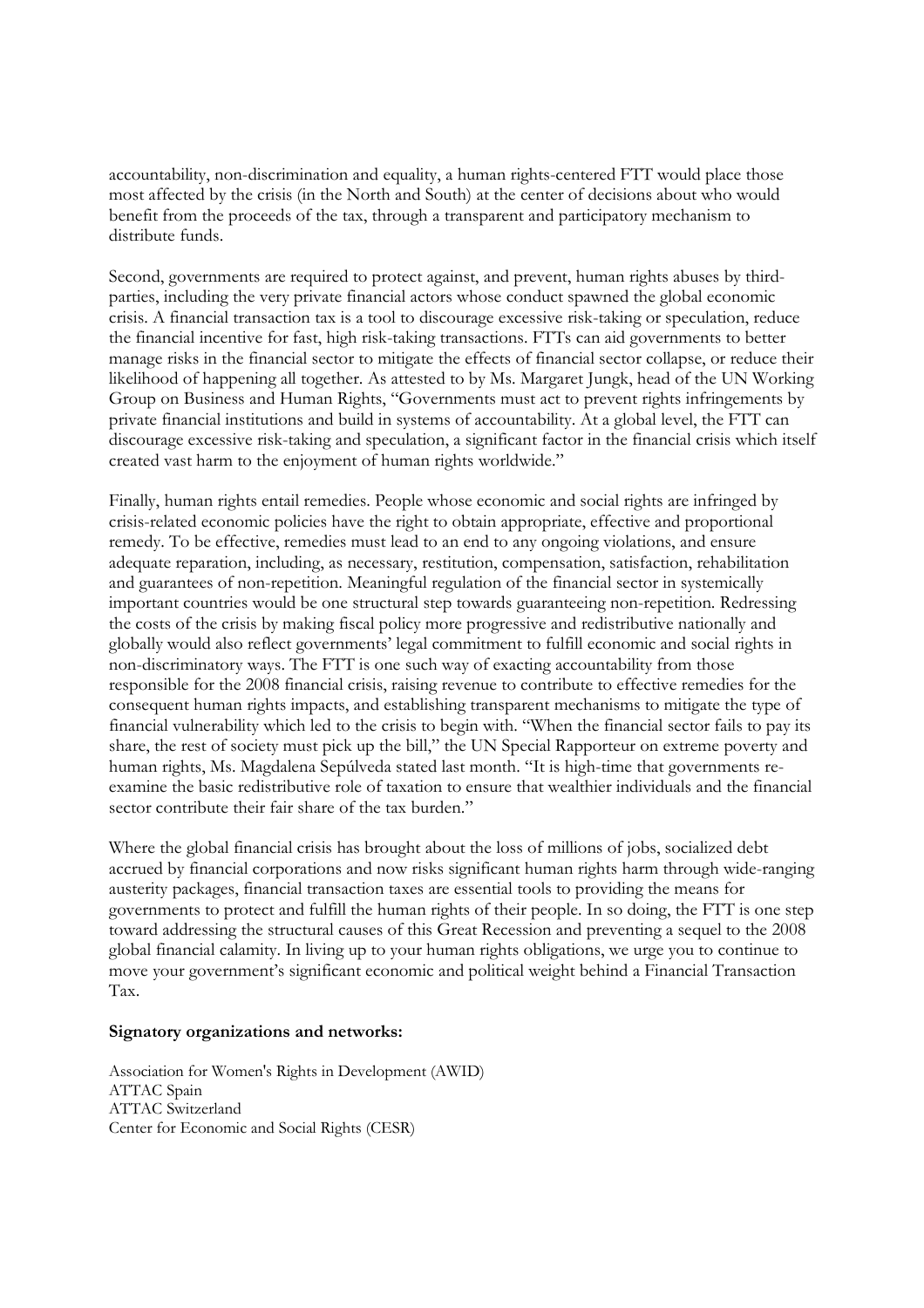accountability, non-discrimination and equality, a human rights-centered FTT would place those most affected by the crisis (in the North and South) at the center of decisions about who would benefit from the proceeds of the tax, through a transparent and participatory mechanism to distribute funds.

Second, governments are required to protect against, and prevent, human rights abuses by third-parties, including the very private financial actors whose conduct spawned the global economic crisis. A financial transaction tax is a tool to discourage excessive risk-taking or speculation, reduce the financial incentive for fast, high risk-taking transactions. FTTs can aid governments to better manage risks in the financial sector to mitigate the effects of financial sector collapse, or reduce their likelihood of happening all together. As attested to by Ms. Margaret Jungk, head of the UN Working Group on Business and Human Rights, "Governments must act to prevent rights infringements by private financial institutions and build in systems of accountability. At a global level, the FTT can discourage excessive risk-taking and speculation, a significant factor in the financial crisis which itself created vast harm to the enjoyment of human rights worldwide."

Finally, human rights entail remedies. People whose economic and social rights are infringed by crisis-related economic policies have the right to obtain appropriate, effective and proportional remedy. To be effective, remedies must lead to an end to any ongoing violations, and ensure adequate reparation, including, as necessary, restitution, compensation, satisfaction, rehabilitation and guarantees of non-repetition. Meaningful regulation of the financial sector in systemically important countries would be one structural step towards guaranteeing non-repetition. Redressing the costs of the crisis by making fiscal policy more progressive and redistributive nationally and globally would also reflect governments' legal commitment to fulfill economic and social rights in non-discriminatory ways. The FTT is one such way of exacting accountability from those responsible for the 2008 financial crisis, raising revenue to contribute to effective remedies for the consequent human rights impacts, and establishing transparent mechanisms to mitigate the type of financial vulnerability which led to the crisis to begin with. "When the financial sector fails to pay its share, the rest of society must pick up the bill," the UN Special Rapporteur on extreme poverty and human rights, Ms. Magdalena Sepúlveda stated last month. "It is high-time that governments re-examine the basic redistributive role of taxation to ensure that wealthier individuals and the financial sector contribute their fair share of the tax burden."

Where the global financial crisis has brought about the loss of millions of jobs, socialized debt accrued by financial corporations and now risks significant human rights harm through wide-ranging austerity packages, financial transaction taxes are essential tools to providing the means for governments to protect and fulfill the human rights of their people. In so doing, the FTT is one step toward addressing the structural causes of this Great Recession and preventing a sequel to the 2008 global financial calamity. In living up to your human rights obligations, we urge you to continue to move your government's significant economic and political weight behind a Financial Transaction Tax.

**Signatory organizations and networks:**

Association for Women's Rights in Development (AWID)
ATTAC Spain
ATTAC Switzerland
Center for Economic and Social Rights (CESR)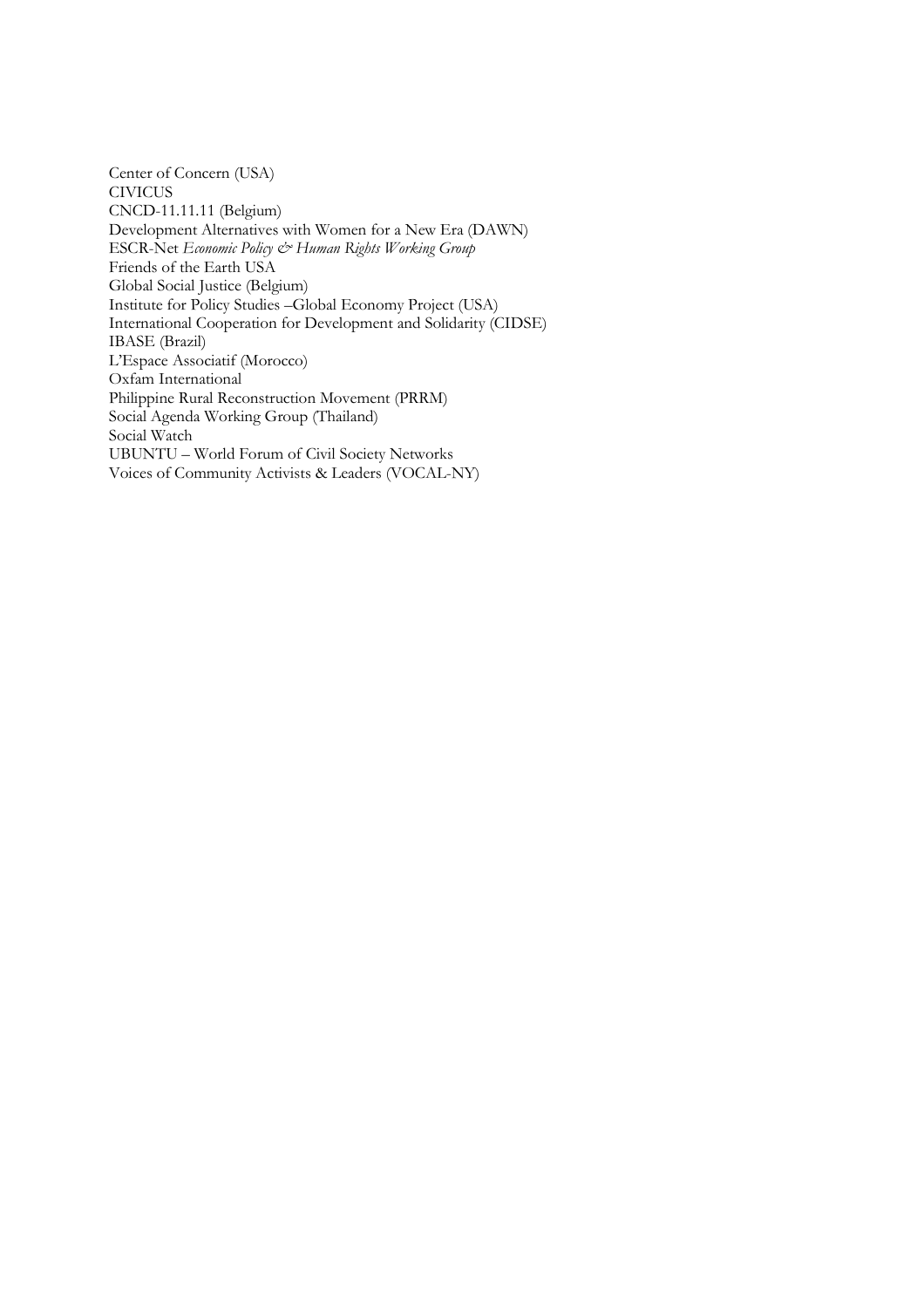Center of Concern (USA)
CIVICUS
CNCD-11.11.11 (Belgium)
Development Alternatives with Women for a New Era (DAWN)
ESCR-Net *Economic Policy & Human Rights Working Group*
Friends of the Earth USA
Global Social Justice (Belgium)
Institute for Policy Studies –Global Economy Project (USA)
International Cooperation for Development and Solidarity (CIDSE)
IBASE (Brazil)
L'Espace Associatif (Morocco)
Oxfam International
Philippine Rural Reconstruction Movement (PRRM)
Social Agenda Working Group (Thailand)
Social Watch
UBUNTU – World Forum of Civil Society Networks
Voices of Community Activists & Leaders (VOCAL-NY)